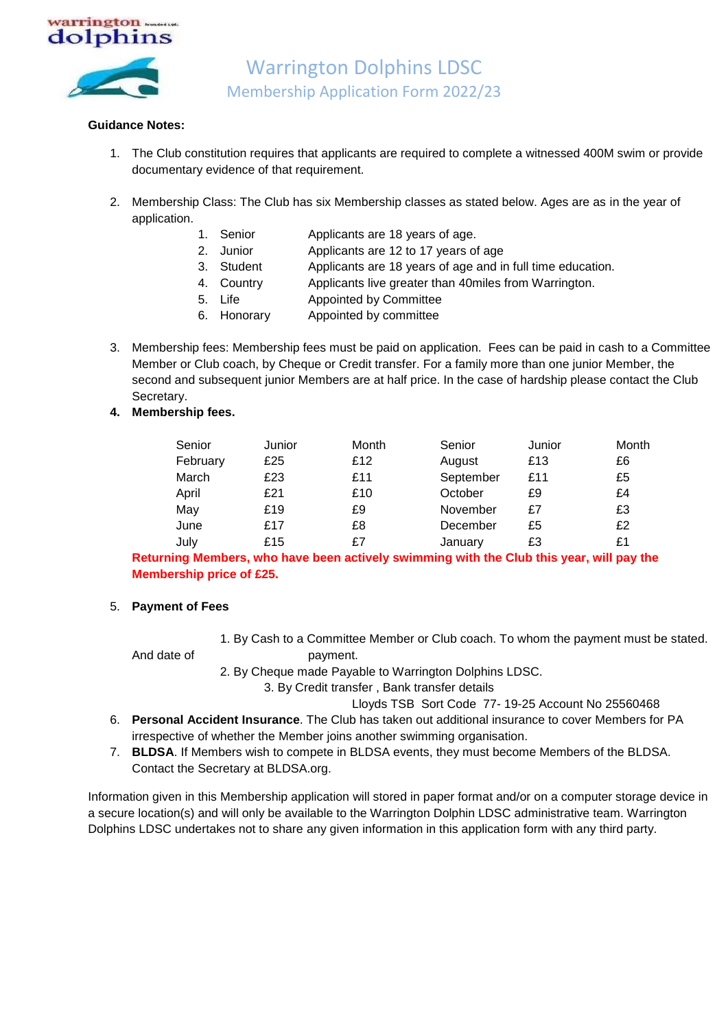warrington dolphins

# Warrington Dolphins LDSC

## Membership Application Form 2022/23

**Guidance Notes:**

1. The Club constitution requires that applicants are required to complete a witnessed 400M swim or provide documentary evidence of that requirement.

2. Membership Class: The Club has six Membership classes as stated below. Ages are as in the year of application.
   1. Senior — Applicants are 18 years of age.
   2. Junior — Applicants are 12 to 17 years of age
   3. Student — Applicants are 18 years of age and in full time education.
   4. Country — Applicants live greater than 40miles from Warrington.
   5. Life — Appointed by Committee
   6. Honorary — Appointed by committee

3. Membership fees: Membership fees must be paid on application. Fees can be paid in cash to a Committee Member or Club coach, by Cheque or Credit transfer. For a family more than one junior Member, the second and subsequent junior Members are at half price. In the case of hardship please contact the Club Secretary.

4. **Membership fees.**

| Senior | Junior | Month | Senior | Junior | Month |
|---|---|---|---|---|---|
| February | £25 | £12 | August | £13 | £6 |
| March | £23 | £11 | September | £11 | £5 |
| April | £21 | £10 | October | £9 | £4 |
| May | £19 | £9 | November | £7 | £3 |
| June | £17 | £8 | December | £5 | £2 |
| July | £15 | £7 | January | £3 | £1 |

**Returning Members, who have been actively swimming with the Club this year, will pay the Membership price of £25.**

5. **Payment of Fees**

   1. By Cash to a Committee Member or Club coach. To whom the payment must be stated. And date of payment.
   2. By Cheque made Payable to Warrington Dolphins LDSC.
   3. By Credit transfer , Bank transfer details
      Lloyds TSB Sort Code 77- 19-25 Account No 25560468

6. **Personal Accident Insurance**. The Club has taken out additional insurance to cover Members for PA irrespective of whether the Member joins another swimming organisation.

7. **BLDSA**. If Members wish to compete in BLDSA events, they must become Members of the BLDSA. Contact the Secretary at BLDSA.org.

Information given in this Membership application will stored in paper format and/or on a computer storage device in a secure location(s) and will only be available to the Warrington Dolphin LDSC administrative team. Warrington Dolphins LDSC undertakes not to share any given information in this application form with any third party.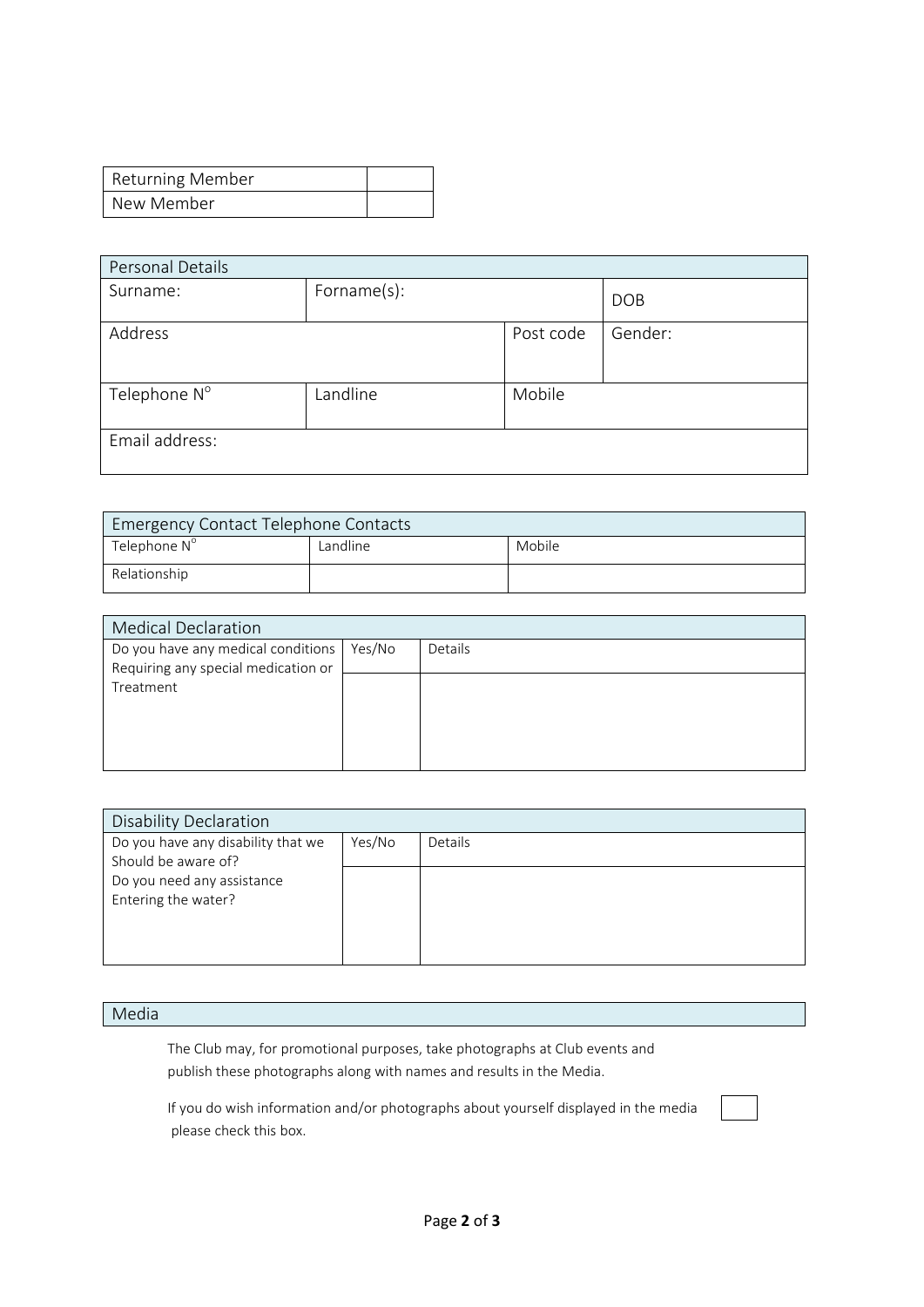| Returning Member | |
|---|---|
| New Member | |

| Personal Details | | | |
|---|---|---|---|
| Surname: | Forname(s): | | DOB |
| Address | | Post code | Gender: |
| Telephone N° | Landline | Mobile | |
| Email address: | | | |

| Emergency Contact Telephone Contacts | | |
|---|---|---|
| Telephone N° | Landline | Mobile |
| Relationship | | |

| Medical Declaration | | |
|---|---|---|
| Do you have any medical conditions Requiring any special medication or Treatment | Yes/No | Details |
| | | |

| Disability Declaration | | |
|---|---|---|
| Do you have any disability that we Should be aware of? Do you need any assistance Entering the water? | Yes/No | Details |
| | | |

## Media

The Club may, for promotional purposes, take photographs at Club events and publish these photographs along with names and results in the Media.

If you do wish information and/or photographs about yourself displayed in the media please check this box. ☐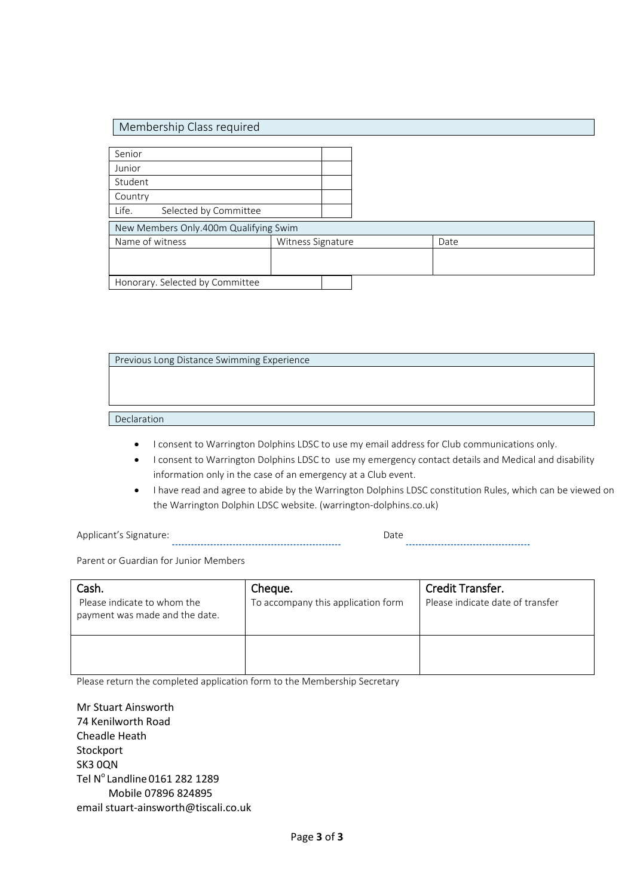## Membership Class required

| | |
|---|---|
| Senior | |
| Junior | |
| Student | |
| Country | |
| Life. Selected by Committee | |

**New Members Only.400m Qualifying Swim**

| Name of witness | Witness Signature | Date |
|---|---|---|
| | | |

| | |
|---|---|
| Honorary. Selected by Committee | |

## Previous Long Distance Swimming Experience

## Declaration

- I consent to Warrington Dolphins LDSC to use my email address for Club communications only.
- I consent to Warrington Dolphins LDSC to use my emergency contact details and Medical and disability information only in the case of an emergency at a Club event.
- I have read and agree to abide by the Warrington Dolphins LDSC constitution Rules, which can be viewed on the Warrington Dolphin LDSC website. (warrington-dolphins.co.uk)

Applicant's Signature: ---------------------------------------------------- Date --------------------------------------

Parent or Guardian for Junior Members

| Cash. Please indicate to whom the payment was made and the date. | Cheque. To accompany this application form | Credit Transfer. Please indicate date of transfer |
|---|---|---|
| | | |

Please return the completed application form to the Membership Secretary

Mr Stuart Ainsworth
74 Kenilworth Road
Cheadle Heath
Stockport
SK3 0QN
Tel N° Landline 0161 282 1289
Mobile 07896 824895
email stuart-ainsworth@tiscali.co.uk